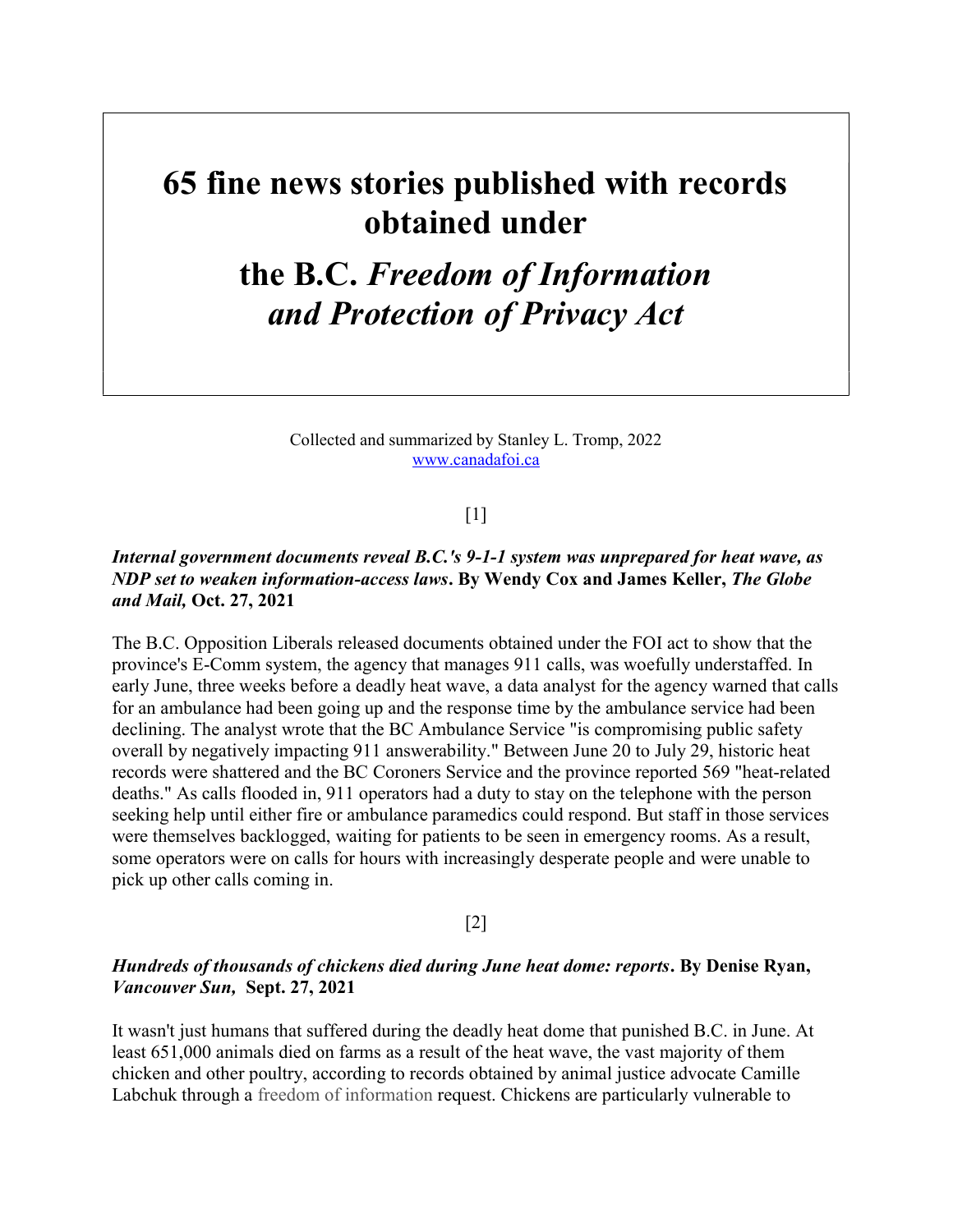# 65 fine news stories published with records obtained under

# the B.C. *Freedom of Information and Protection of Privacy Act*

Collected and summarized by Stanley L. Tromp, 2022
www.canadafoi.ca

[1]

***Internal government documents reveal B.C.'s 9-1-1 system was unprepared for heat wave, as NDP set to weaken information-access laws*. By Wendy Cox and James Keller, *The Globe and Mail,* Oct. 27, 2021**

The B.C. Opposition Liberals released documents obtained under the FOI act to show that the province's E-Comm system, the agency that manages 911 calls, was woefully understaffed. In early June, three weeks before a deadly heat wave, a data analyst for the agency warned that calls for an ambulance had been going up and the response time by the ambulance service had been declining. The analyst wrote that the BC Ambulance Service "is compromising public safety overall by negatively impacting 911 answerability." Between June 20 to July 29, historic heat records were shattered and the BC Coroners Service and the province reported 569 "heat-related deaths." As calls flooded in, 911 operators had a duty to stay on the telephone with the person seeking help until either fire or ambulance paramedics could respond. But staff in those services were themselves backlogged, waiting for patients to be seen in emergency rooms. As a result, some operators were on calls for hours with increasingly desperate people and were unable to pick up other calls coming in.

[2]

***Hundreds of thousands of chickens died during June heat dome: reports*. By Denise Ryan, *Vancouver Sun*, Sept. 27, 2021**

It wasn't just humans that suffered during the deadly heat dome that punished B.C. in June. At least 651,000 animals died on farms as a result of the heat wave, the vast majority of them chicken and other poultry, according to records obtained by animal justice advocate Camille Labchuk through a freedom of information request. Chickens are particularly vulnerable to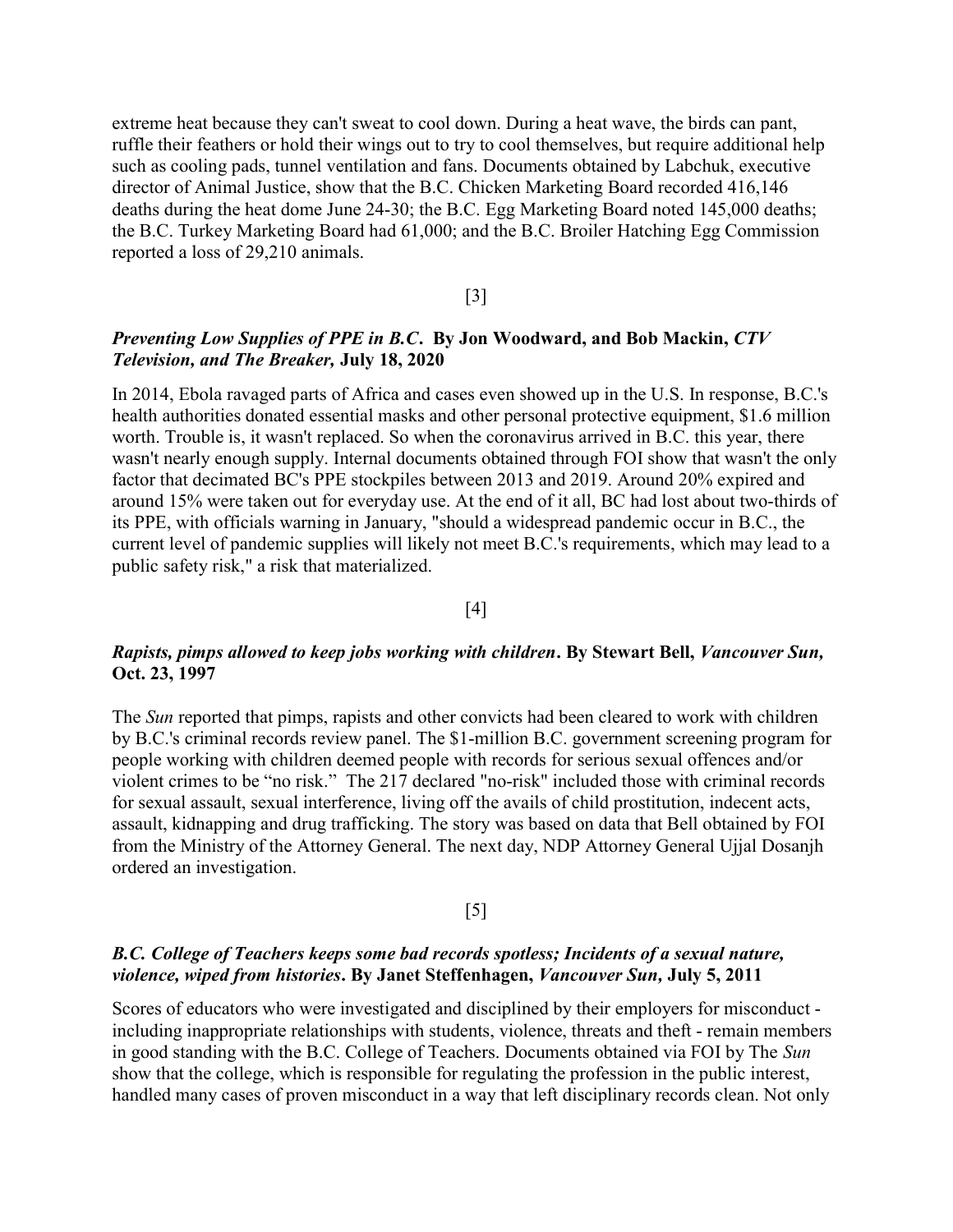extreme heat because they can't sweat to cool down. During a heat wave, the birds can pant, ruffle their feathers or hold their wings out to try to cool themselves, but require additional help such as cooling pads, tunnel ventilation and fans. Documents obtained by Labchuk, executive director of Animal Justice, show that the B.C. Chicken Marketing Board recorded 416,146 deaths during the heat dome June 24-30; the B.C. Egg Marketing Board noted 145,000 deaths; the B.C. Turkey Marketing Board had 61,000; and the B.C. Broiler Hatching Egg Commission reported a loss of 29,210 animals.

[3]

***Preventing Low Supplies of PPE in B.C*. By Jon Woodward, and Bob Mackin, *CTV Television, and The Breaker,* July 18, 2020**

In 2014, Ebola ravaged parts of Africa and cases even showed up in the U.S. In response, B.C.'s health authorities donated essential masks and other personal protective equipment, $1.6 million worth. Trouble is, it wasn't replaced. So when the coronavirus arrived in B.C. this year, there wasn't nearly enough supply. Internal documents obtained through FOI show that wasn't the only factor that decimated BC's PPE stockpiles between 2013 and 2019. Around 20% expired and around 15% were taken out for everyday use. At the end of it all, BC had lost about two-thirds of its PPE, with officials warning in January, "should a widespread pandemic occur in B.C., the current level of pandemic supplies will likely not meet B.C.'s requirements, which may lead to a public safety risk," a risk that materialized.

[4]

***Rapists, pimps allowed to keep jobs working with children*. By Stewart Bell, *Vancouver Sun,* Oct. 23, 1997**

The *Sun* reported that pimps, rapists and other convicts had been cleared to work with children by B.C.'s criminal records review panel. The $1-million B.C. government screening program for people working with children deemed people with records for serious sexual offences and/or violent crimes to be "no risk." The 217 declared "no-risk" included those with criminal records for sexual assault, sexual interference, living off the avails of child prostitution, indecent acts, assault, kidnapping and drug trafficking. The story was based on data that Bell obtained by FOI from the Ministry of the Attorney General. The next day, NDP Attorney General Ujjal Dosanjh ordered an investigation.

[5]

***B.C. College of Teachers keeps some bad records spotless; Incidents of a sexual nature, violence, wiped from histories*. By Janet Steffenhagen, *Vancouver Sun,* July 5, 2011**

Scores of educators who were investigated and disciplined by their employers for misconduct - including inappropriate relationships with students, violence, threats and theft - remain members in good standing with the B.C. College of Teachers. Documents obtained via FOI by The *Sun* show that the college, which is responsible for regulating the profession in the public interest, handled many cases of proven misconduct in a way that left disciplinary records clean. Not only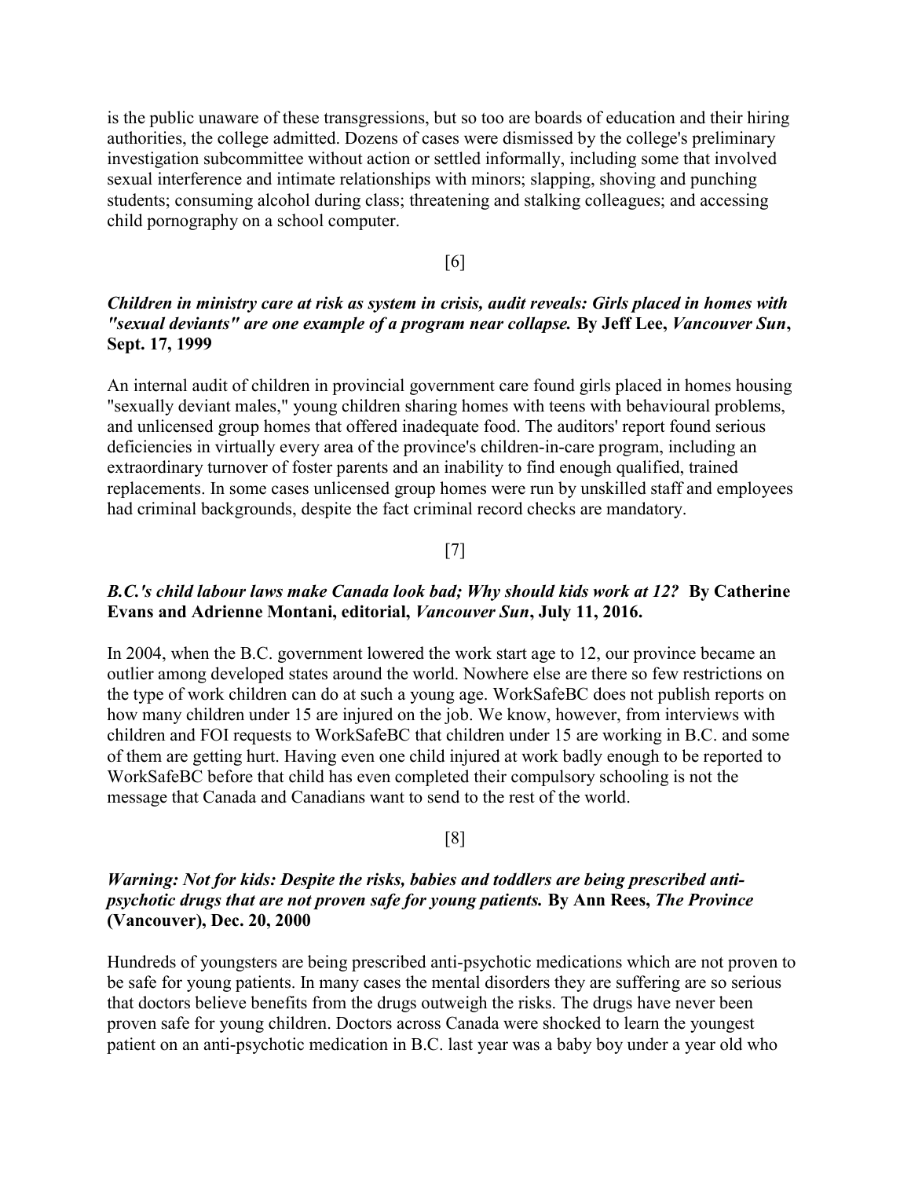is the public unaware of these transgressions, but so too are boards of education and their hiring authorities, the college admitted. Dozens of cases were dismissed by the college's preliminary investigation subcommittee without action or settled informally, including some that involved sexual interference and intimate relationships with minors; slapping, shoving and punching students; consuming alcohol during class; threatening and stalking colleagues; and accessing child pornography on a school computer.

[6]

***Children in ministry care at risk as system in crisis, audit reveals: Girls placed in homes with "sexual deviants" are one example of a program near collapse.*** **By Jeff Lee, *Vancouver Sun*, Sept. 17, 1999**

An internal audit of children in provincial government care found girls placed in homes housing "sexually deviant males," young children sharing homes with teens with behavioural problems, and unlicensed group homes that offered inadequate food. The auditors' report found serious deficiencies in virtually every area of the province's children-in-care program, including an extraordinary turnover of foster parents and an inability to find enough qualified, trained replacements. In some cases unlicensed group homes were run by unskilled staff and employees had criminal backgrounds, despite the fact criminal record checks are mandatory.

[7]

***B.C.'s child labour laws make Canada look bad; Why should kids work at 12?*** **By Catherine Evans and Adrienne Montani, editorial, *Vancouver Sun*, July 11, 2016.**

In 2004, when the B.C. government lowered the work start age to 12, our province became an outlier among developed states around the world. Nowhere else are there so few restrictions on the type of work children can do at such a young age. WorkSafeBC does not publish reports on how many children under 15 are injured on the job. We know, however, from interviews with children and FOI requests to WorkSafeBC that children under 15 are working in B.C. and some of them are getting hurt. Having even one child injured at work badly enough to be reported to WorkSafeBC before that child has even completed their compulsory schooling is not the message that Canada and Canadians want to send to the rest of the world.

[8]

***Warning: Not for kids: Despite the risks, babies and toddlers are being prescribed anti-psychotic drugs that are not proven safe for young patients.*** **By Ann Rees, *The Province* (Vancouver), Dec. 20, 2000**

Hundreds of youngsters are being prescribed anti-psychotic medications which are not proven to be safe for young patients. In many cases the mental disorders they are suffering are so serious that doctors believe benefits from the drugs outweigh the risks. The drugs have never been proven safe for young children. Doctors across Canada were shocked to learn the youngest patient on an anti-psychotic medication in B.C. last year was a baby boy under a year old who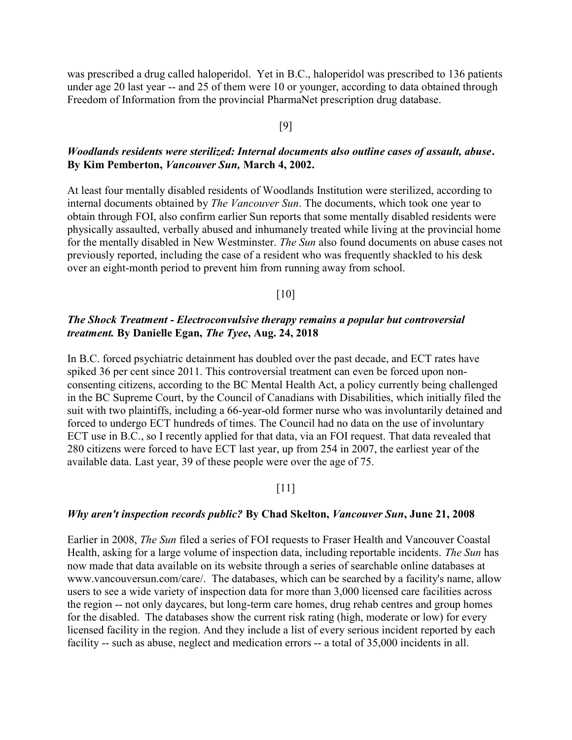was prescribed a drug called haloperidol. Yet in B.C., haloperidol was prescribed to 136 patients under age 20 last year -- and 25 of them were 10 or younger, according to data obtained through Freedom of Information from the provincial PharmaNet prescription drug database.

[9]

***Woodlands residents were sterilized: Internal documents also outline cases of assault, abuse*.** **By Kim Pemberton, *Vancouver Sun*, March 4, 2002.**

At least four mentally disabled residents of Woodlands Institution were sterilized, according to internal documents obtained by *The Vancouver Sun*. The documents, which took one year to obtain through FOI, also confirm earlier Sun reports that some mentally disabled residents were physically assaulted, verbally abused and inhumanely treated while living at the provincial home for the mentally disabled in New Westminster. *The Sun* also found documents on abuse cases not previously reported, including the case of a resident who was frequently shackled to his desk over an eight-month period to prevent him from running away from school.

[10]

***The Shock Treatment - Electroconvulsive therapy remains a popular but controversial treatment.*** **By Danielle Egan, *The Tyee*, Aug. 24, 2018**

In B.C. forced psychiatric detainment has doubled over the past decade, and ECT rates have spiked 36 per cent since 2011. This controversial treatment can even be forced upon non-consenting citizens, according to the BC Mental Health Act, a policy currently being challenged in the BC Supreme Court, by the Council of Canadians with Disabilities, which initially filed the suit with two plaintiffs, including a 66-year-old former nurse who was involuntarily detained and forced to undergo ECT hundreds of times. The Council had no data on the use of involuntary ECT use in B.C., so I recently applied for that data, via an FOI request. That data revealed that 280 citizens were forced to have ECT last year, up from 254 in 2007, the earliest year of the available data. Last year, 39 of these people were over the age of 75.

[11]

***Why aren't inspection records public?*** **By Chad Skelton, *Vancouver Sun*, June 21, 2008**

Earlier in 2008, *The Sun* filed a series of FOI requests to Fraser Health and Vancouver Coastal Health, asking for a large volume of inspection data, including reportable incidents. *The Sun* has now made that data available on its website through a series of searchable online databases at www.vancouversun.com/care/. The databases, which can be searched by a facility's name, allow users to see a wide variety of inspection data for more than 3,000 licensed care facilities across the region -- not only daycares, but long-term care homes, drug rehab centres and group homes for the disabled. The databases show the current risk rating (high, moderate or low) for every licensed facility in the region. And they include a list of every serious incident reported by each facility -- such as abuse, neglect and medication errors -- a total of 35,000 incidents in all.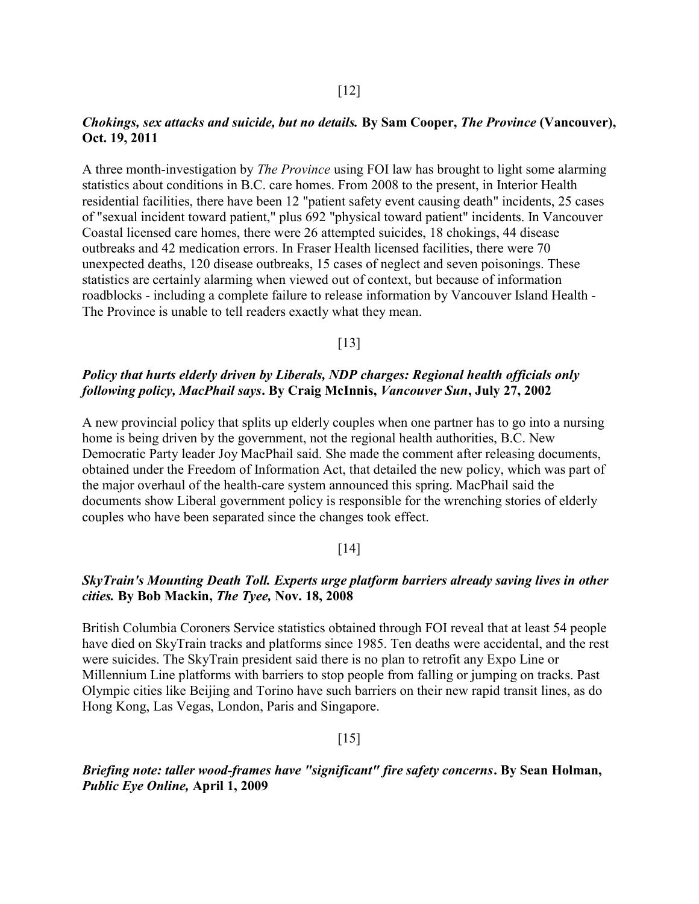[12]

***Chokings, sex attacks and suicide, but no details.*** **By Sam Cooper, *The Province* (Vancouver), Oct. 19, 2011**

A three month-investigation by *The Province* using FOI law has brought to light some alarming statistics about conditions in B.C. care homes. From 2008 to the present, in Interior Health residential facilities, there have been 12 "patient safety event causing death" incidents, 25 cases of "sexual incident toward patient," plus 692 "physical toward patient" incidents. In Vancouver Coastal licensed care homes, there were 26 attempted suicides, 18 chokings, 44 disease outbreaks and 42 medication errors. In Fraser Health licensed facilities, there were 70 unexpected deaths, 120 disease outbreaks, 15 cases of neglect and seven poisonings. These statistics are certainly alarming when viewed out of context, but because of information roadblocks - including a complete failure to release information by Vancouver Island Health - The Province is unable to tell readers exactly what they mean.

[13]

***Policy that hurts elderly driven by Liberals, NDP charges: Regional health officials only following policy, MacPhail says*. By Craig McInnis, *Vancouver Sun*, July 27, 2002**

A new provincial policy that splits up elderly couples when one partner has to go into a nursing home is being driven by the government, not the regional health authorities, B.C. New Democratic Party leader Joy MacPhail said. She made the comment after releasing documents, obtained under the Freedom of Information Act, that detailed the new policy, which was part of the major overhaul of the health-care system announced this spring. MacPhail said the documents show Liberal government policy is responsible for the wrenching stories of elderly couples who have been separated since the changes took effect.

[14]

***SkyTrain's Mounting Death Toll. Experts urge platform barriers already saving lives in other cities.*** **By Bob Mackin, *The Tyee,* Nov. 18, 2008**

British Columbia Coroners Service statistics obtained through FOI reveal that at least 54 people have died on SkyTrain tracks and platforms since 1985. Ten deaths were accidental, and the rest were suicides. The SkyTrain president said there is no plan to retrofit any Expo Line or Millennium Line platforms with barriers to stop people from falling or jumping on tracks. Past Olympic cities like Beijing and Torino have such barriers on their new rapid transit lines, as do Hong Kong, Las Vegas, London, Paris and Singapore.

[15]

***Briefing note: taller wood-frames have "significant" fire safety concerns*. By Sean Holman, *Public Eye Online,* April 1, 2009**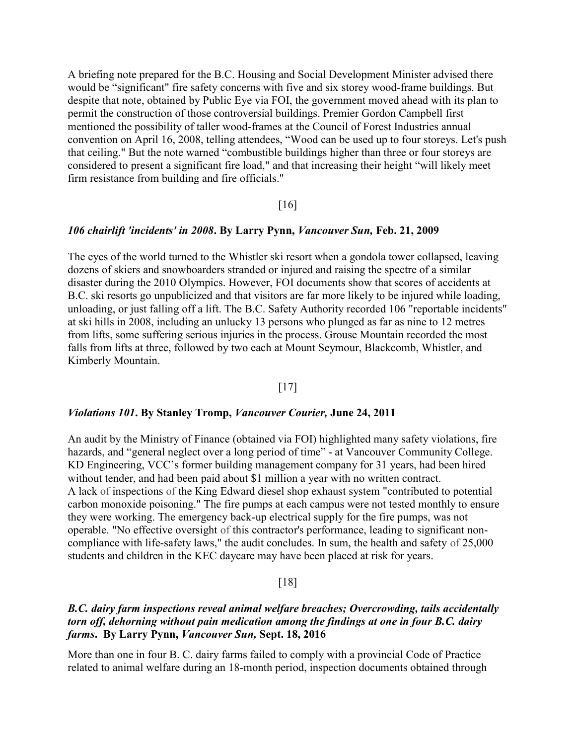A briefing note prepared for the B.C. Housing and Social Development Minister advised there would be "significant" fire safety concerns with five and six storey wood-frame buildings. But despite that note, obtained by Public Eye via FOI, the government moved ahead with its plan to permit the construction of those controversial buildings. Premier Gordon Campbell first mentioned the possibility of taller wood-frames at the Council of Forest Industries annual convention on April 16, 2008, telling attendees, "Wood can be used up to four storeys. Let's push that ceiling." But the note warned "combustible buildings higher than three or four storeys are considered to present a significant fire load," and that increasing their height "will likely meet firm resistance from building and fire officials."

[16]

### ***106 chairlift 'incidents' in 2008*. By Larry Pynn, *Vancouver Sun,* Feb. 21, 2009**

The eyes of the world turned to the Whistler ski resort when a gondola tower collapsed, leaving dozens of skiers and snowboarders stranded or injured and raising the spectre of a similar disaster during the 2010 Olympics. However, FOI documents show that scores of accidents at B.C. ski resorts go unpublicized and that visitors are far more likely to be injured while loading, unloading, or just falling off a lift. The B.C. Safety Authority recorded 106 "reportable incidents" at ski hills in 2008, including an unlucky 13 persons who plunged as far as nine to 12 metres from lifts, some suffering serious injuries in the process. Grouse Mountain recorded the most falls from lifts at three, followed by two each at Mount Seymour, Blackcomb, Whistler, and Kimberly Mountain.

[17]

### ***Violations 101*. By Stanley Tromp, *Vancouver Courier,* June 24, 2011**

An audit by the Ministry of Finance (obtained via FOI) highlighted many safety violations, fire hazards, and "general neglect over a long period of time" - at Vancouver Community College. KD Engineering, VCC's former building management company for 31 years, had been hired without tender, and had been paid about $1 million a year with no written contract.
A lack of inspections of the King Edward diesel shop exhaust system "contributed to potential carbon monoxide poisoning." The fire pumps at each campus were not tested monthly to ensure they were working. The emergency back-up electrical supply for the fire pumps, was not operable. "No effective oversight of this contractor's performance, leading to significant non-compliance with life-safety laws," the audit concludes. In sum, the health and safety of 25,000 students and children in the KEC daycare may have been placed at risk for years.

[18]

### ***B.C. dairy farm inspections reveal animal welfare breaches; Overcrowding, tails accidentally torn off, dehorning without pain medication among the findings at one in four B.C. dairy farms*. By Larry Pynn, *Vancouver Sun,* Sept. 18, 2016**

More than one in four B. C. dairy farms failed to comply with a provincial Code of Practice related to animal welfare during an 18-month period, inspection documents obtained through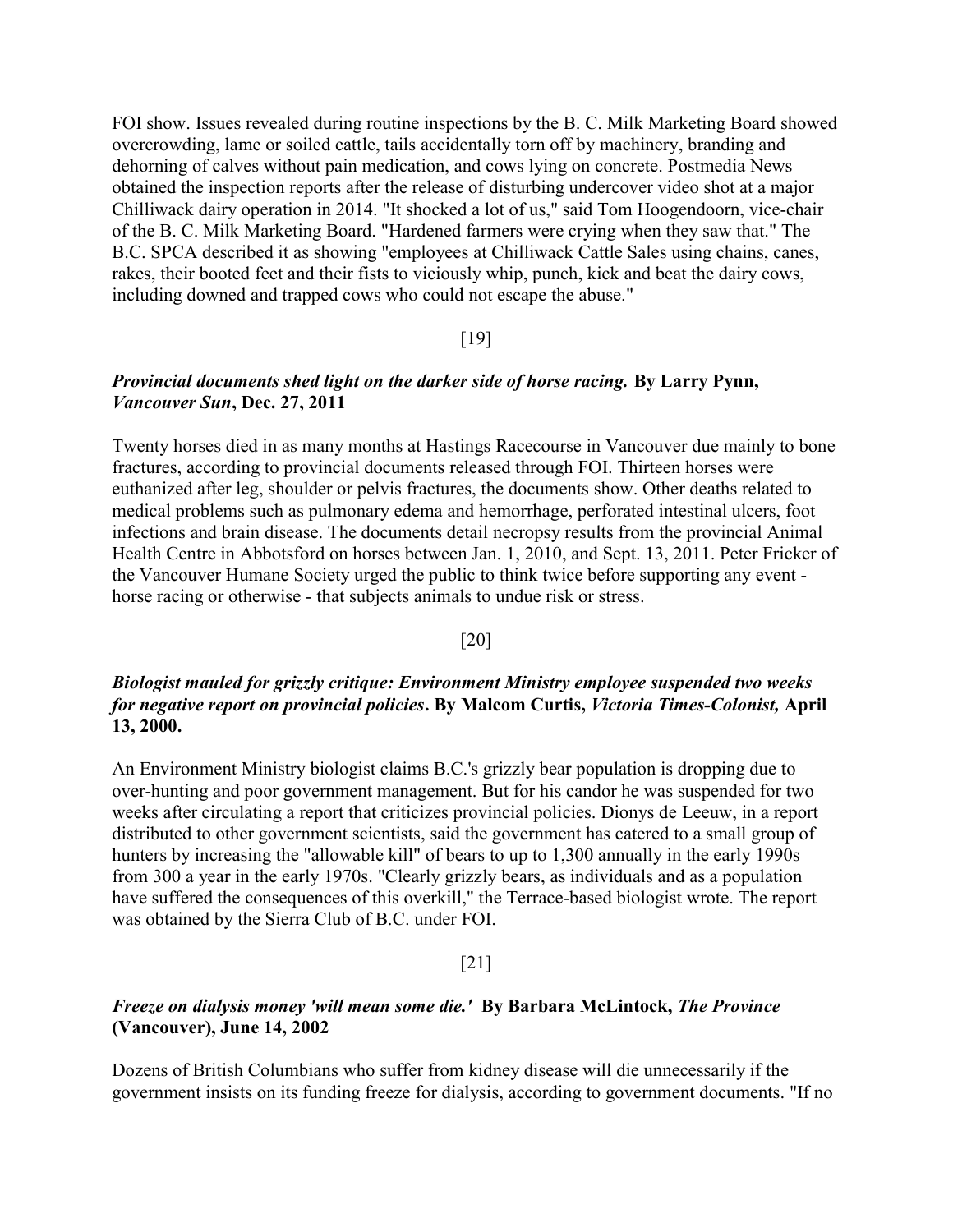FOI show. Issues revealed during routine inspections by the B. C. Milk Marketing Board showed overcrowding, lame or soiled cattle, tails accidentally torn off by machinery, branding and dehorning of calves without pain medication, and cows lying on concrete. Postmedia News obtained the inspection reports after the release of disturbing undercover video shot at a major Chilliwack dairy operation in 2014. "It shocked a lot of us," said Tom Hoogendoorn, vice-chair of the B. C. Milk Marketing Board. "Hardened farmers were crying when they saw that." The B.C. SPCA described it as showing "employees at Chilliwack Cattle Sales using chains, canes, rakes, their booted feet and their fists to viciously whip, punch, kick and beat the dairy cows, including downed and trapped cows who could not escape the abuse."

[19]

***Provincial documents shed light on the darker side of horse racing.* By Larry Pynn, *Vancouver Sun*, Dec. 27, 2011**

Twenty horses died in as many months at Hastings Racecourse in Vancouver due mainly to bone fractures, according to provincial documents released through FOI. Thirteen horses were euthanized after leg, shoulder or pelvis fractures, the documents show. Other deaths related to medical problems such as pulmonary edema and hemorrhage, perforated intestinal ulcers, foot infections and brain disease. The documents detail necropsy results from the provincial Animal Health Centre in Abbotsford on horses between Jan. 1, 2010, and Sept. 13, 2011. Peter Fricker of the Vancouver Humane Society urged the public to think twice before supporting any event - horse racing or otherwise - that subjects animals to undue risk or stress.

[20]

***Biologist mauled for grizzly critique: Environment Ministry employee suspended two weeks for negative report on provincial policies*. By Malcom Curtis, *Victoria Times-Colonist,* April 13, 2000.**

An Environment Ministry biologist claims B.C.'s grizzly bear population is dropping due to over-hunting and poor government management. But for his candor he was suspended for two weeks after circulating a report that criticizes provincial policies. Dionys de Leeuw, in a report distributed to other government scientists, said the government has catered to a small group of hunters by increasing the "allowable kill" of bears to up to 1,300 annually in the early 1990s from 300 a year in the early 1970s. "Clearly grizzly bears, as individuals and as a population have suffered the consequences of this overkill," the Terrace-based biologist wrote. The report was obtained by the Sierra Club of B.C. under FOI.

[21]

***Freeze on dialysis money 'will mean some die.'* By Barbara McLintock, *The Province* (Vancouver), June 14, 2002**

Dozens of British Columbians who suffer from kidney disease will die unnecessarily if the government insists on its funding freeze for dialysis, according to government documents. "If no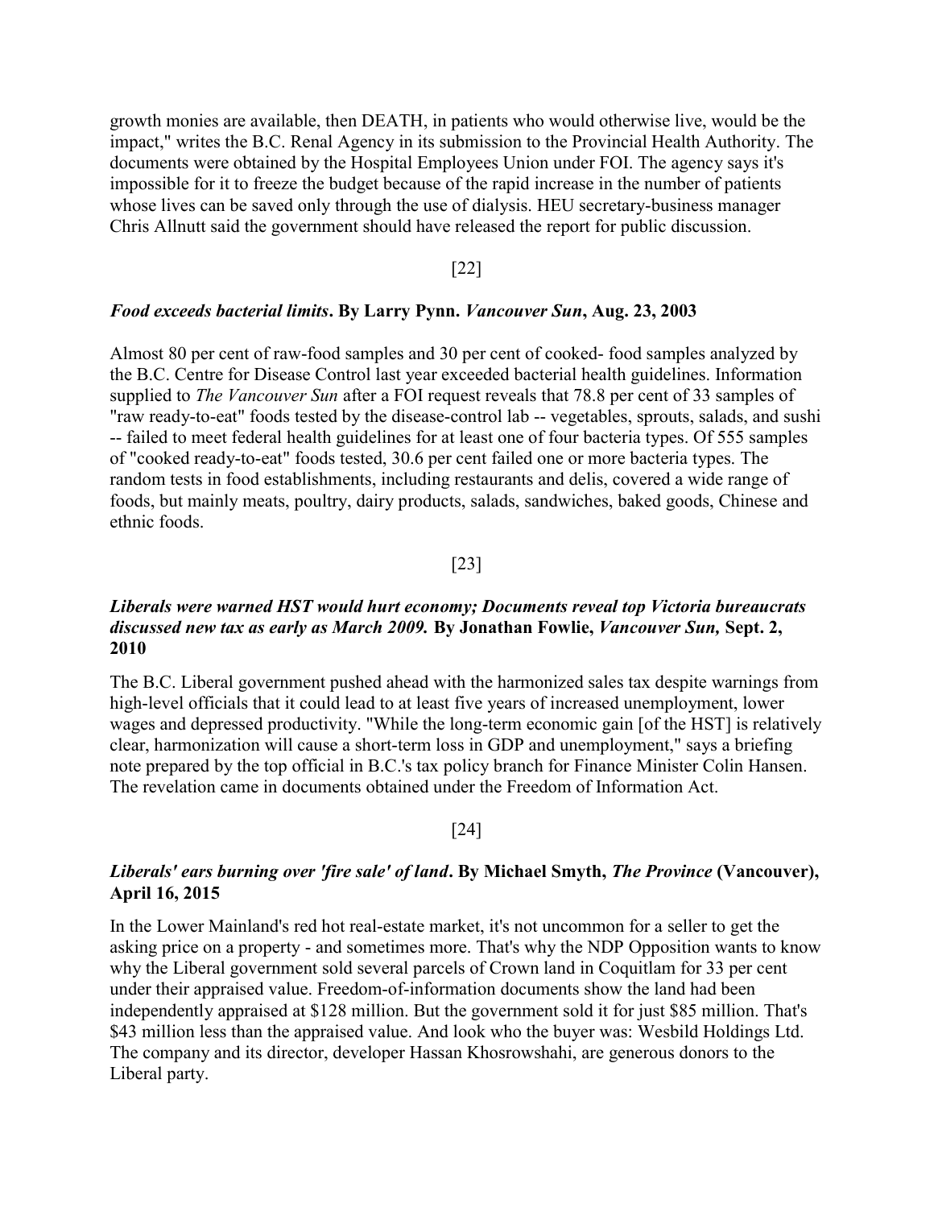growth monies are available, then DEATH, in patients who would otherwise live, would be the impact," writes the B.C. Renal Agency in its submission to the Provincial Health Authority. The documents were obtained by the Hospital Employees Union under FOI. The agency says it's impossible for it to freeze the budget because of the rapid increase in the number of patients whose lives can be saved only through the use of dialysis. HEU secretary-business manager Chris Allnutt said the government should have released the report for public discussion.

[22]

***Food exceeds bacterial limits*. By Larry Pynn. *Vancouver Sun*, Aug. 23, 2003**

Almost 80 per cent of raw-food samples and 30 per cent of cooked- food samples analyzed by the B.C. Centre for Disease Control last year exceeded bacterial health guidelines. Information supplied to *The Vancouver Sun* after a FOI request reveals that 78.8 per cent of 33 samples of "raw ready-to-eat" foods tested by the disease-control lab -- vegetables, sprouts, salads, and sushi -- failed to meet federal health guidelines for at least one of four bacteria types. Of 555 samples of "cooked ready-to-eat" foods tested, 30.6 per cent failed one or more bacteria types. The random tests in food establishments, including restaurants and delis, covered a wide range of foods, but mainly meats, poultry, dairy products, salads, sandwiches, baked goods, Chinese and ethnic foods.

[23]

***Liberals were warned HST would hurt economy; Documents reveal top Victoria bureaucrats discussed new tax as early as March 2009.* By Jonathan Fowlie, *Vancouver Sun,* Sept. 2, 2010**

The B.C. Liberal government pushed ahead with the harmonized sales tax despite warnings from high-level officials that it could lead to at least five years of increased unemployment, lower wages and depressed productivity. "While the long-term economic gain [of the HST] is relatively clear, harmonization will cause a short-term loss in GDP and unemployment," says a briefing note prepared by the top official in B.C.'s tax policy branch for Finance Minister Colin Hansen. The revelation came in documents obtained under the Freedom of Information Act.

[24]

***Liberals' ears burning over 'fire sale' of land*. By Michael Smyth, *The Province* (Vancouver), April 16, 2015**

In the Lower Mainland's red hot real-estate market, it's not uncommon for a seller to get the asking price on a property - and sometimes more. That's why the NDP Opposition wants to know why the Liberal government sold several parcels of Crown land in Coquitlam for 33 per cent under their appraised value. Freedom-of-information documents show the land had been independently appraised at $128 million. But the government sold it for just $85 million. That's $43 million less than the appraised value. And look who the buyer was: Wesbild Holdings Ltd. The company and its director, developer Hassan Khosrowshahi, are generous donors to the Liberal party.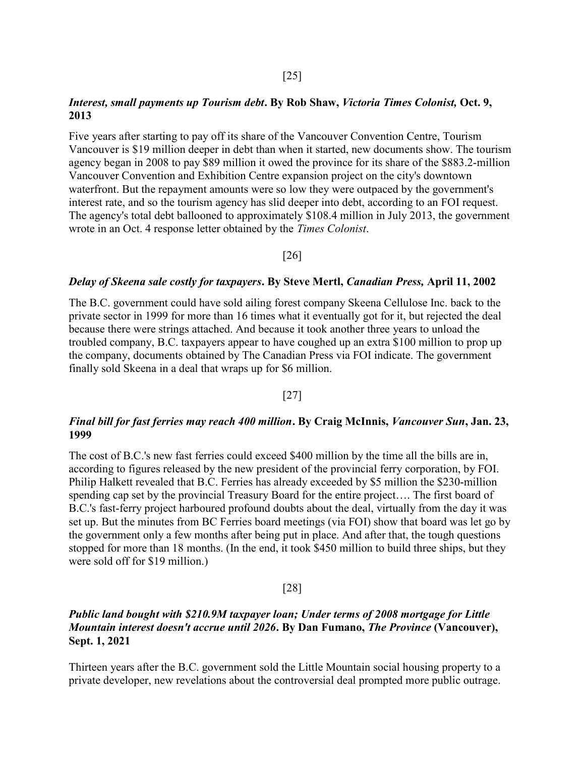[25]

***Interest, small payments up Tourism debt*. By Rob Shaw, *Victoria Times Colonist,* Oct. 9, 2013**

Five years after starting to pay off its share of the Vancouver Convention Centre, Tourism Vancouver is $19 million deeper in debt than when it started, new documents show. The tourism agency began in 2008 to pay $89 million it owed the province for its share of the $883.2-million Vancouver Convention and Exhibition Centre expansion project on the city's downtown waterfront. But the repayment amounts were so low they were outpaced by the government's interest rate, and so the tourism agency has slid deeper into debt, according to an FOI request. The agency's total debt ballooned to approximately $108.4 million in July 2013, the government wrote in an Oct. 4 response letter obtained by the *Times Colonist*.

[26]

***Delay of Skeena sale costly for taxpayers*. By Steve Mertl, *Canadian Press,* April 11, 2002**

The B.C. government could have sold ailing forest company Skeena Cellulose Inc. back to the private sector in 1999 for more than 16 times what it eventually got for it, but rejected the deal because there were strings attached. And because it took another three years to unload the troubled company, B.C. taxpayers appear to have coughed up an extra $100 million to prop up the company, documents obtained by The Canadian Press via FOI indicate. The government finally sold Skeena in a deal that wraps up for $6 million.

[27]

***Final bill for fast ferries may reach 400 million*. By Craig McInnis, *Vancouver Sun*, Jan. 23, 1999**

The cost of B.C.'s new fast ferries could exceed $400 million by the time all the bills are in, according to figures released by the new president of the provincial ferry corporation, by FOI. Philip Halkett revealed that B.C. Ferries has already exceeded by $5 million the $230-million spending cap set by the provincial Treasury Board for the entire project…. The first board of B.C.'s fast-ferry project harboured profound doubts about the deal, virtually from the day it was set up. But the minutes from BC Ferries board meetings (via FOI) show that board was let go by the government only a few months after being put in place. And after that, the tough questions stopped for more than 18 months. (In the end, it took $450 million to build three ships, but they were sold off for $19 million.)

[28]

***Public land bought with $210.9M taxpayer loan; Under terms of 2008 mortgage for Little Mountain interest doesn't accrue until 2026*. By Dan Fumano, *The Province* (Vancouver), Sept. 1, 2021**

Thirteen years after the B.C. government sold the Little Mountain social housing property to a private developer, new revelations about the controversial deal prompted more public outrage.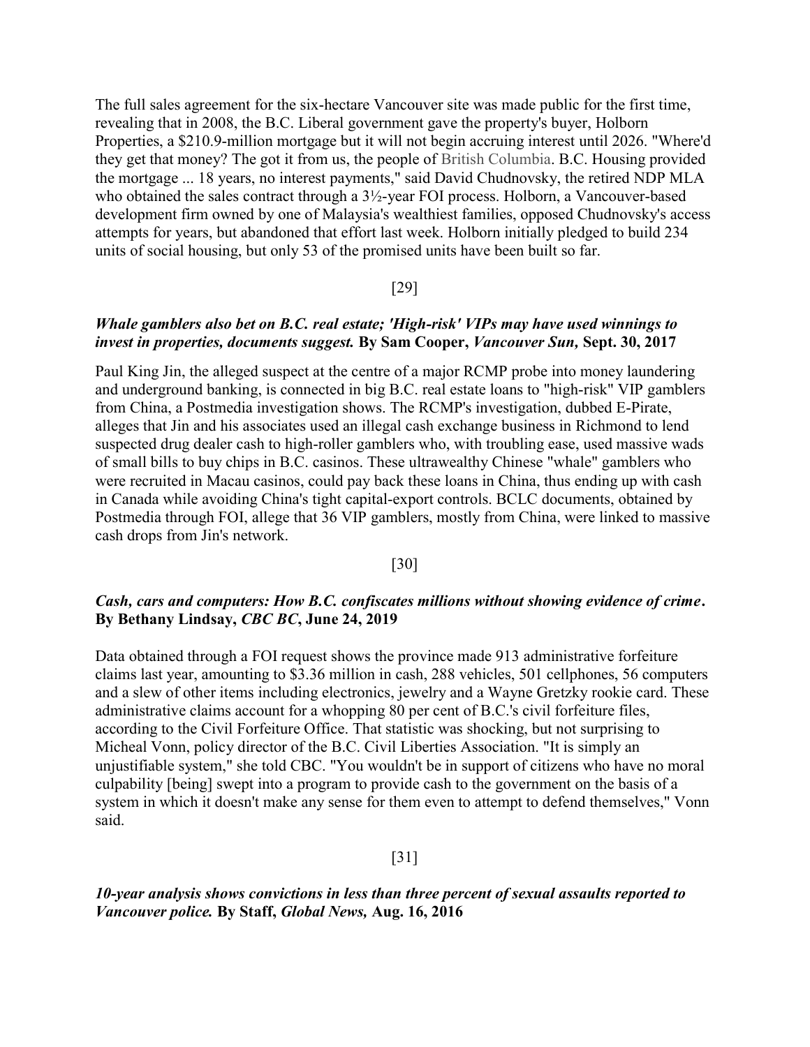The full sales agreement for the six-hectare Vancouver site was made public for the first time, revealing that in 2008, the B.C. Liberal government gave the property's buyer, Holborn Properties, a $210.9-million mortgage but it will not begin accruing interest until 2026. "Where'd they get that money? The got it from us, the people of British Columbia. B.C. Housing provided the mortgage ... 18 years, no interest payments," said David Chudnovsky, the retired NDP MLA who obtained the sales contract through a 3½-year FOI process. Holborn, a Vancouver-based development firm owned by one of Malaysia's wealthiest families, opposed Chudnovsky's access attempts for years, but abandoned that effort last week. Holborn initially pledged to build 234 units of social housing, but only 53 of the promised units have been built so far.

[29]

***Whale gamblers also bet on B.C. real estate; 'High-risk' VIPs may have used winnings to invest in properties, documents suggest.*** **By Sam Cooper, *Vancouver Sun,* Sept. 30, 2017**

Paul King Jin, the alleged suspect at the centre of a major RCMP probe into money laundering and underground banking, is connected in big B.C. real estate loans to "high-risk" VIP gamblers from China, a Postmedia investigation shows. The RCMP's investigation, dubbed E-Pirate, alleges that Jin and his associates used an illegal cash exchange business in Richmond to lend suspected drug dealer cash to high-roller gamblers who, with troubling ease, used massive wads of small bills to buy chips in B.C. casinos. These ultrawealthy Chinese "whale" gamblers who were recruited in Macau casinos, could pay back these loans in China, thus ending up with cash in Canada while avoiding China's tight capital-export controls. BCLC documents, obtained by Postmedia through FOI, allege that 36 VIP gamblers, mostly from China, were linked to massive cash drops from Jin's network.

[30]

***Cash, cars and computers: How B.C. confiscates millions without showing evidence of crime*.** **By Bethany Lindsay, *CBC BC*, June 24, 2019**

Data obtained through a FOI request shows the province made 913 administrative forfeiture claims last year, amounting to $3.36 million in cash, 288 vehicles, 501 cellphones, 56 computers and a slew of other items including electronics, jewelry and a Wayne Gretzky rookie card. These administrative claims account for a whopping 80 per cent of B.C.'s civil forfeiture files, according to the Civil Forfeiture Office. That statistic was shocking, but not surprising to Micheal Vonn, policy director of the B.C. Civil Liberties Association. "It is simply an unjustifiable system," she told CBC. "You wouldn't be in support of citizens who have no moral culpability [being] swept into a program to provide cash to the government on the basis of a system in which it doesn't make any sense for them even to attempt to defend themselves," Vonn said.

[31]

***10-year analysis shows convictions in less than three percent of sexual assaults reported to Vancouver police.*** **By Staff, *Global News,* Aug. 16, 2016**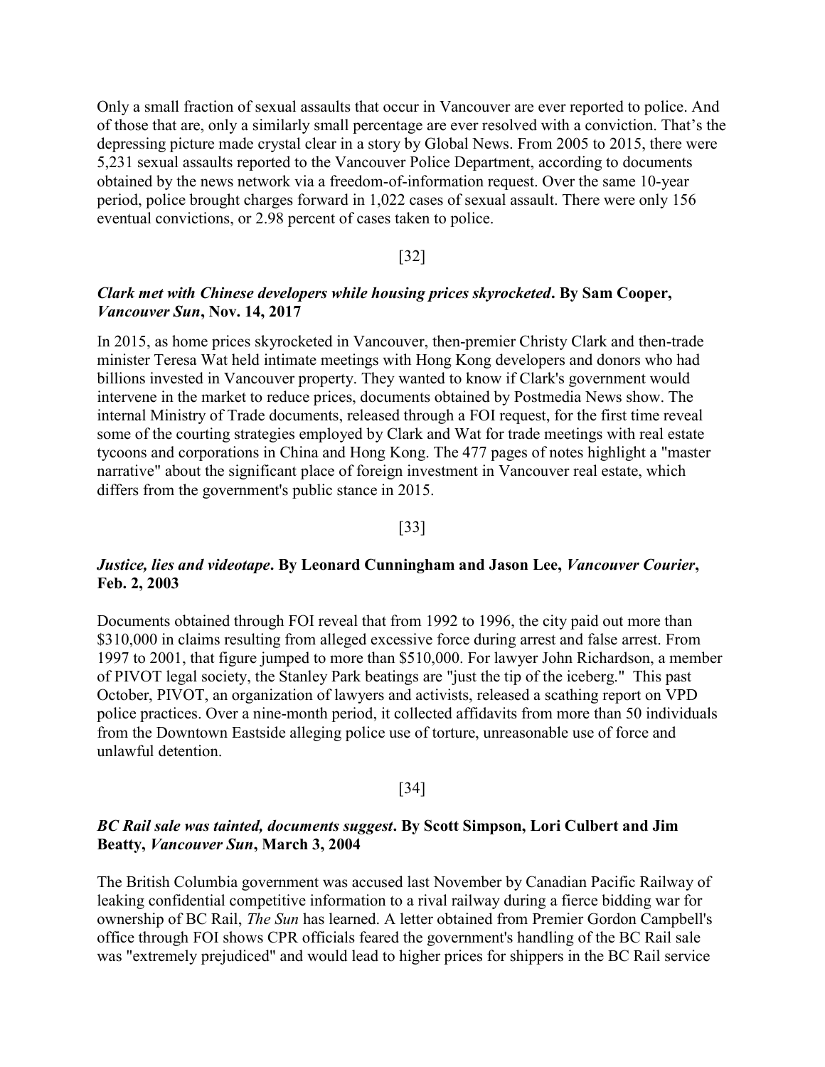Only a small fraction of sexual assaults that occur in Vancouver are ever reported to police. And of those that are, only a similarly small percentage are ever resolved with a conviction. That's the depressing picture made crystal clear in a story by Global News. From 2005 to 2015, there were 5,231 sexual assaults reported to the Vancouver Police Department, according to documents obtained by the news network via a freedom-of-information request. Over the same 10-year period, police brought charges forward in 1,022 cases of sexual assault. There were only 156 eventual convictions, or 2.98 percent of cases taken to police.

[32]

***Clark met with Chinese developers while housing prices skyrocketed*. By Sam Cooper, *Vancouver Sun*, Nov. 14, 2017**

In 2015, as home prices skyrocketed in Vancouver, then-premier Christy Clark and then-trade minister Teresa Wat held intimate meetings with Hong Kong developers and donors who had billions invested in Vancouver property. They wanted to know if Clark's government would intervene in the market to reduce prices, documents obtained by Postmedia News show. The internal Ministry of Trade documents, released through a FOI request, for the first time reveal some of the courting strategies employed by Clark and Wat for trade meetings with real estate tycoons and corporations in China and Hong Kong. The 477 pages of notes highlight a "master narrative" about the significant place of foreign investment in Vancouver real estate, which differs from the government's public stance in 2015.

[33]

***Justice, lies and videotape*. By Leonard Cunningham and Jason Lee, *Vancouver Courier*, Feb. 2, 2003**

Documents obtained through FOI reveal that from 1992 to 1996, the city paid out more than $310,000 in claims resulting from alleged excessive force during arrest and false arrest. From 1997 to 2001, that figure jumped to more than $510,000. For lawyer John Richardson, a member of PIVOT legal society, the Stanley Park beatings are "just the tip of the iceberg." This past October, PIVOT, an organization of lawyers and activists, released a scathing report on VPD police practices. Over a nine-month period, it collected affidavits from more than 50 individuals from the Downtown Eastside alleging police use of torture, unreasonable use of force and unlawful detention.

[34]

***BC Rail sale was tainted, documents suggest*. By Scott Simpson, Lori Culbert and Jim Beatty, *Vancouver Sun*, March 3, 2004**

The British Columbia government was accused last November by Canadian Pacific Railway of leaking confidential competitive information to a rival railway during a fierce bidding war for ownership of BC Rail, *The Sun* has learned. A letter obtained from Premier Gordon Campbell's office through FOI shows CPR officials feared the government's handling of the BC Rail sale was "extremely prejudiced" and would lead to higher prices for shippers in the BC Rail service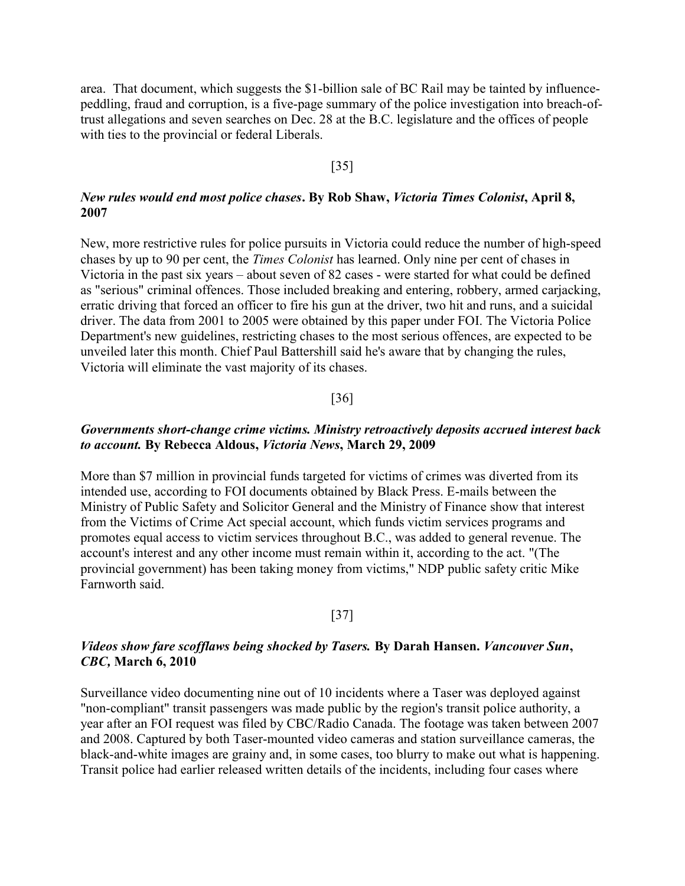area. That document, which suggests the $1-billion sale of BC Rail may be tainted by influence-peddling, fraud and corruption, is a five-page summary of the police investigation into breach-of-trust allegations and seven searches on Dec. 28 at the B.C. legislature and the offices of people with ties to the provincial or federal Liberals.

[35]

***New rules would end most police chases*. By Rob Shaw, *Victoria Times Colonist*, April 8, 2007**

New, more restrictive rules for police pursuits in Victoria could reduce the number of high-speed chases by up to 90 per cent, the *Times Colonist* has learned. Only nine per cent of chases in Victoria in the past six years – about seven of 82 cases - were started for what could be defined as "serious" criminal offences. Those included breaking and entering, robbery, armed carjacking, erratic driving that forced an officer to fire his gun at the driver, two hit and runs, and a suicidal driver. The data from 2001 to 2005 were obtained by this paper under FOI. The Victoria Police Department's new guidelines, restricting chases to the most serious offences, are expected to be unveiled later this month. Chief Paul Battershill said he's aware that by changing the rules, Victoria will eliminate the vast majority of its chases.

[36]

***Governments short-change crime victims. Ministry retroactively deposits accrued interest back to account.* By Rebecca Aldous, *Victoria News*, March 29, 2009**

More than $7 million in provincial funds targeted for victims of crimes was diverted from its intended use, according to FOI documents obtained by Black Press. E-mails between the Ministry of Public Safety and Solicitor General and the Ministry of Finance show that interest from the Victims of Crime Act special account, which funds victim services programs and promotes equal access to victim services throughout B.C., was added to general revenue. The account's interest and any other income must remain within it, according to the act. "(The provincial government) has been taking money from victims," NDP public safety critic Mike Farnworth said.

[37]

***Videos show fare scofflaws being shocked by Tasers.* By Darah Hansen. *Vancouver Sun*, *CBC,* March 6, 2010**

Surveillance video documenting nine out of 10 incidents where a Taser was deployed against "non-compliant" transit passengers was made public by the region's transit police authority, a year after an FOI request was filed by CBC/Radio Canada. The footage was taken between 2007 and 2008. Captured by both Taser-mounted video cameras and station surveillance cameras, the black-and-white images are grainy and, in some cases, too blurry to make out what is happening. Transit police had earlier released written details of the incidents, including four cases where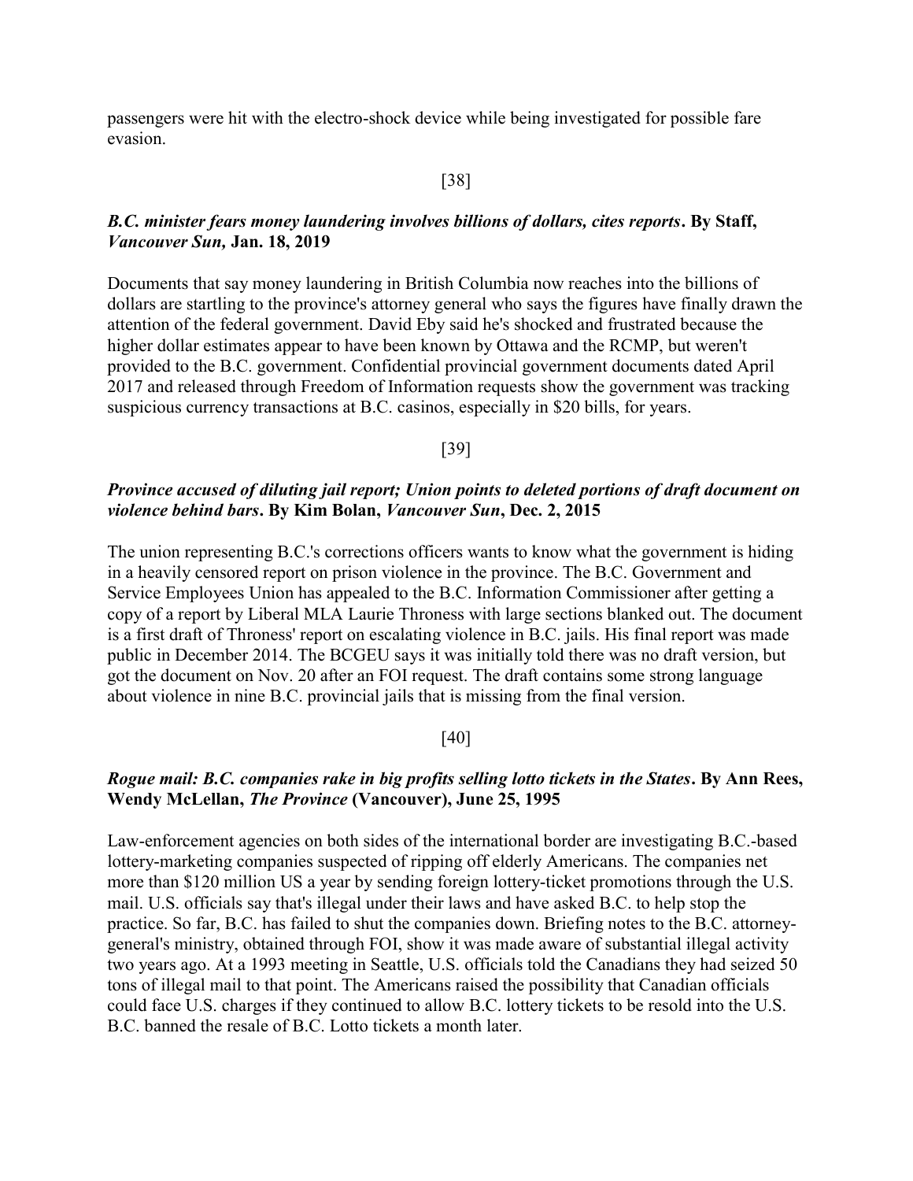passengers were hit with the electro-shock device while being investigated for possible fare evasion.

[38]

***B.C. minister fears money laundering involves billions of dollars, cites reports*. By Staff, *Vancouver Sun,* Jan. 18, 2019**

Documents that say money laundering in British Columbia now reaches into the billions of dollars are startling to the province's attorney general who says the figures have finally drawn the attention of the federal government. David Eby said he's shocked and frustrated because the higher dollar estimates appear to have been known by Ottawa and the RCMP, but weren't provided to the B.C. government. Confidential provincial government documents dated April 2017 and released through Freedom of Information requests show the government was tracking suspicious currency transactions at B.C. casinos, especially in $20 bills, for years.

[39]

***Province accused of diluting jail report; Union points to deleted portions of draft document on violence behind bars*. By Kim Bolan, *Vancouver Sun*, Dec. 2, 2015**

The union representing B.C.'s corrections officers wants to know what the government is hiding in a heavily censored report on prison violence in the province. The B.C. Government and Service Employees Union has appealed to the B.C. Information Commissioner after getting a copy of a report by Liberal MLA Laurie Throness with large sections blanked out. The document is a first draft of Throness' report on escalating violence in B.C. jails. His final report was made public in December 2014. The BCGEU says it was initially told there was no draft version, but got the document on Nov. 20 after an FOI request. The draft contains some strong language about violence in nine B.C. provincial jails that is missing from the final version.

[40]

***Rogue mail: B.C. companies rake in big profits selling lotto tickets in the States*. By Ann Rees, Wendy McLellan, *The Province* (Vancouver), June 25, 1995**

Law-enforcement agencies on both sides of the international border are investigating B.C.-based lottery-marketing companies suspected of ripping off elderly Americans. The companies net more than $120 million US a year by sending foreign lottery-ticket promotions through the U.S. mail. U.S. officials say that's illegal under their laws and have asked B.C. to help stop the practice. So far, B.C. has failed to shut the companies down. Briefing notes to the B.C. attorney-general's ministry, obtained through FOI, show it was made aware of substantial illegal activity two years ago. At a 1993 meeting in Seattle, U.S. officials told the Canadians they had seized 50 tons of illegal mail to that point. The Americans raised the possibility that Canadian officials could face U.S. charges if they continued to allow B.C. lottery tickets to be resold into the U.S. B.C. banned the resale of B.C. Lotto tickets a month later.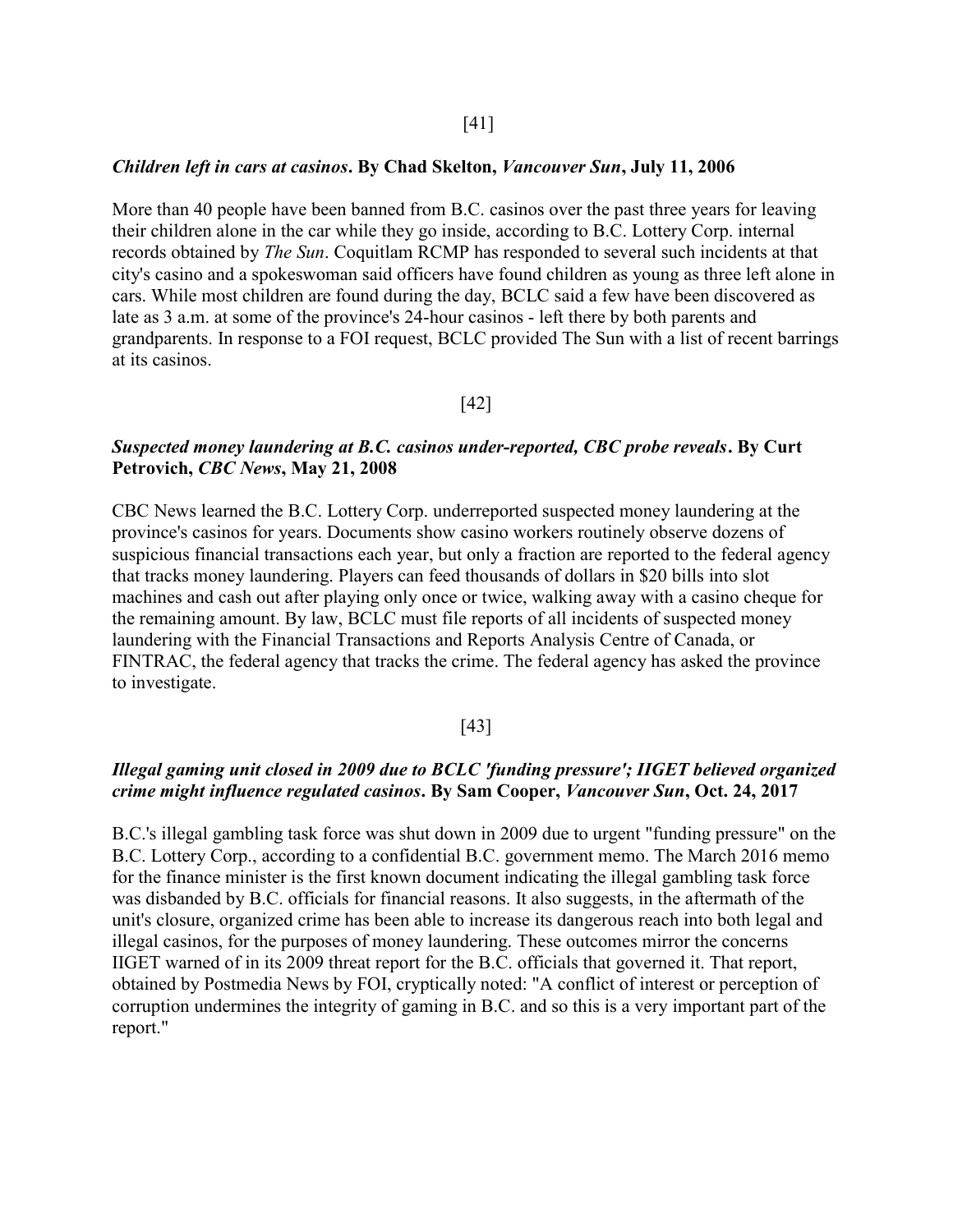[41]

***Children left in cars at casinos*. By Chad Skelton, *Vancouver Sun*, July 11, 2006**

More than 40 people have been banned from B.C. casinos over the past three years for leaving their children alone in the car while they go inside, according to B.C. Lottery Corp. internal records obtained by *The Sun*. Coquitlam RCMP has responded to several such incidents at that city's casino and a spokeswoman said officers have found children as young as three left alone in cars. While most children are found during the day, BCLC said a few have been discovered as late as 3 a.m. at some of the province's 24-hour casinos - left there by both parents and grandparents. In response to a FOI request, BCLC provided The Sun with a list of recent barrings at its casinos.

[42]

***Suspected money laundering at B.C. casinos under-reported, CBC probe reveals*. By Curt Petrovich, *CBC News*, May 21, 2008**

CBC News learned the B.C. Lottery Corp. underreported suspected money laundering at the province's casinos for years. Documents show casino workers routinely observe dozens of suspicious financial transactions each year, but only a fraction are reported to the federal agency that tracks money laundering. Players can feed thousands of dollars in $20 bills into slot machines and cash out after playing only once or twice, walking away with a casino cheque for the remaining amount. By law, BCLC must file reports of all incidents of suspected money laundering with the Financial Transactions and Reports Analysis Centre of Canada, or FINTRAC, the federal agency that tracks the crime. The federal agency has asked the province to investigate.

[43]

***Illegal gaming unit closed in 2009 due to BCLC 'funding pressure'; IIGET believed organized crime might influence regulated casinos*. By Sam Cooper, *Vancouver Sun*, Oct. 24, 2017**

B.C.'s illegal gambling task force was shut down in 2009 due to urgent "funding pressure" on the B.C. Lottery Corp., according to a confidential B.C. government memo. The March 2016 memo for the finance minister is the first known document indicating the illegal gambling task force was disbanded by B.C. officials for financial reasons. It also suggests, in the aftermath of the unit's closure, organized crime has been able to increase its dangerous reach into both legal and illegal casinos, for the purposes of money laundering. These outcomes mirror the concerns IIGET warned of in its 2009 threat report for the B.C. officials that governed it. That report, obtained by Postmedia News by FOI, cryptically noted: "A conflict of interest or perception of corruption undermines the integrity of gaming in B.C. and so this is a very important part of the report."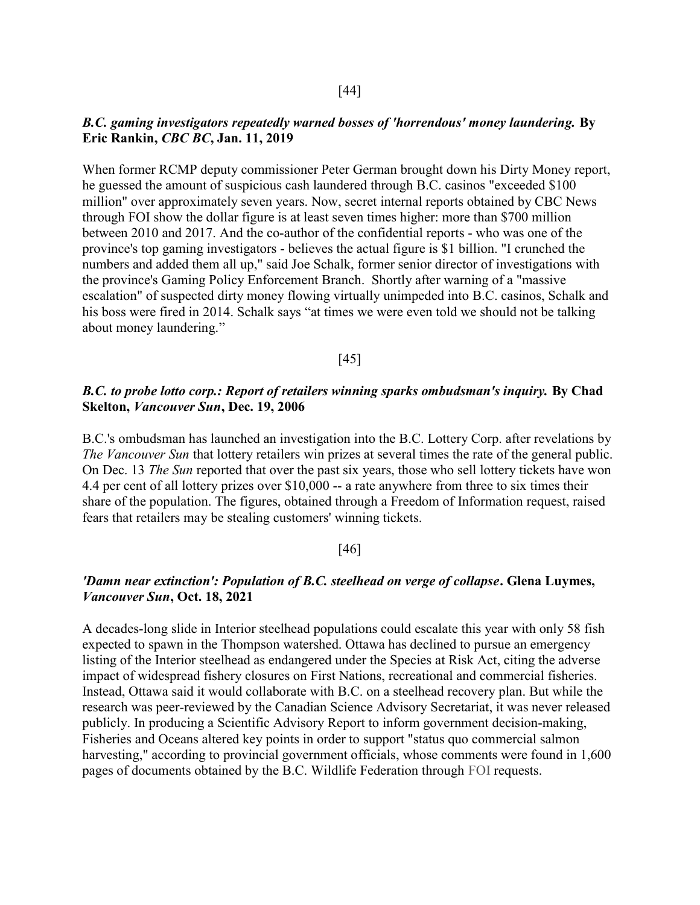[44]

***B.C. gaming investigators repeatedly warned bosses of 'horrendous' money laundering.* By Eric Rankin, *CBC BC*, Jan. 11, 2019**

When former RCMP deputy commissioner Peter German brought down his Dirty Money report, he guessed the amount of suspicious cash laundered through B.C. casinos "exceeded $100 million" over approximately seven years. Now, secret internal reports obtained by CBC News through FOI show the dollar figure is at least seven times higher: more than $700 million between 2010 and 2017. And the co-author of the confidential reports - who was one of the province's top gaming investigators - believes the actual figure is $1 billion. "I crunched the numbers and added them all up," said Joe Schalk, former senior director of investigations with the province's Gaming Policy Enforcement Branch. Shortly after warning of a "massive escalation" of suspected dirty money flowing virtually unimpeded into B.C. casinos, Schalk and his boss were fired in 2014. Schalk says "at times we were even told we should not be talking about money laundering."

[45]

***B.C. to probe lotto corp.: Report of retailers winning sparks ombudsman's inquiry.* By Chad Skelton, *Vancouver Sun*, Dec. 19, 2006**

B.C.'s ombudsman has launched an investigation into the B.C. Lottery Corp. after revelations by *The Vancouver Sun* that lottery retailers win prizes at several times the rate of the general public. On Dec. 13 *The Sun* reported that over the past six years, those who sell lottery tickets have won 4.4 per cent of all lottery prizes over $10,000 -- a rate anywhere from three to six times their share of the population. The figures, obtained through a Freedom of Information request, raised fears that retailers may be stealing customers' winning tickets.

[46]

***'Damn near extinction': Population of B.C. steelhead on verge of collapse*. Glena Luymes, *Vancouver Sun*, Oct. 18, 2021**

A decades-long slide in Interior steelhead populations could escalate this year with only 58 fish expected to spawn in the Thompson watershed. Ottawa has declined to pursue an emergency listing of the Interior steelhead as endangered under the Species at Risk Act, citing the adverse impact of widespread fishery closures on First Nations, recreational and commercial fisheries. Instead, Ottawa said it would collaborate with B.C. on a steelhead recovery plan. But while the research was peer-reviewed by the Canadian Science Advisory Secretariat, it was never released publicly. In producing a Scientific Advisory Report to inform government decision-making, Fisheries and Oceans altered key points in order to support "status quo commercial salmon harvesting," according to provincial government officials, whose comments were found in 1,600 pages of documents obtained by the B.C. Wildlife Federation through FOI requests.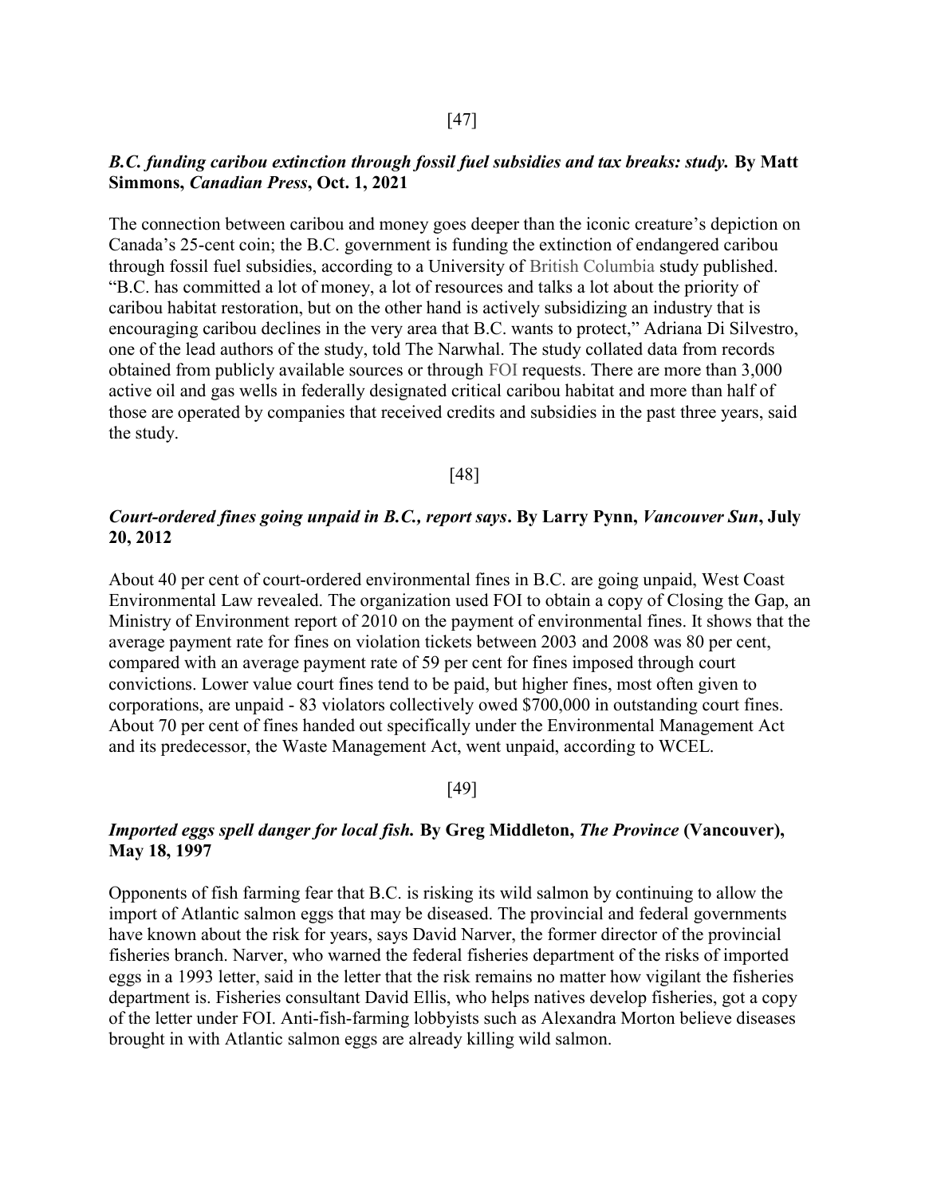[47]

***B.C. funding caribou extinction through fossil fuel subsidies and tax breaks: study.* By Matt Simmons, *Canadian Press*, Oct. 1, 2021**

The connection between caribou and money goes deeper than the iconic creature's depiction on Canada's 25-cent coin; the B.C. government is funding the extinction of endangered caribou through fossil fuel subsidies, according to a University of British Columbia study published. "B.C. has committed a lot of money, a lot of resources and talks a lot about the priority of caribou habitat restoration, but on the other hand is actively subsidizing an industry that is encouraging caribou declines in the very area that B.C. wants to protect," Adriana Di Silvestro, one of the lead authors of the study, told The Narwhal. The study collated data from records obtained from publicly available sources or through FOI requests. There are more than 3,000 active oil and gas wells in federally designated critical caribou habitat and more than half of those are operated by companies that received credits and subsidies in the past three years, said the study.

[48]

***Court-ordered fines going unpaid in B.C., report says*. By Larry Pynn, *Vancouver Sun*, July 20, 2012**

About 40 per cent of court-ordered environmental fines in B.C. are going unpaid, West Coast Environmental Law revealed. The organization used FOI to obtain a copy of Closing the Gap, an Ministry of Environment report of 2010 on the payment of environmental fines. It shows that the average payment rate for fines on violation tickets between 2003 and 2008 was 80 per cent, compared with an average payment rate of 59 per cent for fines imposed through court convictions. Lower value court fines tend to be paid, but higher fines, most often given to corporations, are unpaid - 83 violators collectively owed $700,000 in outstanding court fines. About 70 per cent of fines handed out specifically under the Environmental Management Act and its predecessor, the Waste Management Act, went unpaid, according to WCEL.

[49]

***Imported eggs spell danger for local fish.* By Greg Middleton, *The Province* (Vancouver), May 18, 1997**

Opponents of fish farming fear that B.C. is risking its wild salmon by continuing to allow the import of Atlantic salmon eggs that may be diseased. The provincial and federal governments have known about the risk for years, says David Narver, the former director of the provincial fisheries branch. Narver, who warned the federal fisheries department of the risks of imported eggs in a 1993 letter, said in the letter that the risk remains no matter how vigilant the fisheries department is. Fisheries consultant David Ellis, who helps natives develop fisheries, got a copy of the letter under FOI. Anti-fish-farming lobbyists such as Alexandra Morton believe diseases brought in with Atlantic salmon eggs are already killing wild salmon.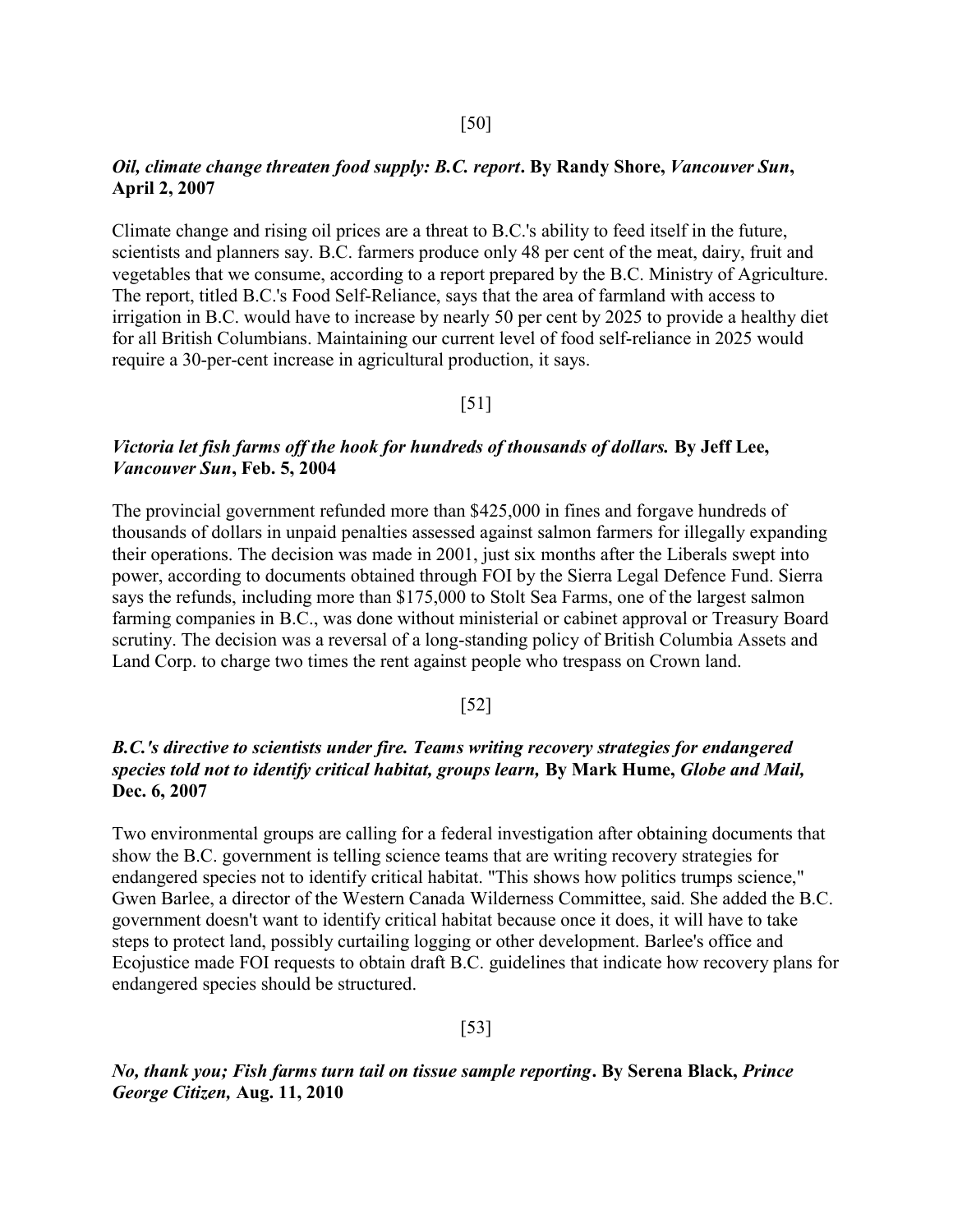[50]

***Oil, climate change threaten food supply: B.C. report*. By Randy Shore, *Vancouver Sun*, April 2, 2007**

Climate change and rising oil prices are a threat to B.C.'s ability to feed itself in the future, scientists and planners say. B.C. farmers produce only 48 per cent of the meat, dairy, fruit and vegetables that we consume, according to a report prepared by the B.C. Ministry of Agriculture. The report, titled B.C.'s Food Self-Reliance, says that the area of farmland with access to irrigation in B.C. would have to increase by nearly 50 per cent by 2025 to provide a healthy diet for all British Columbians. Maintaining our current level of food self-reliance in 2025 would require a 30-per-cent increase in agricultural production, it says.

[51]

***Victoria let fish farms off the hook for hundreds of thousands of dollars.* By Jeff Lee, *Vancouver Sun*, Feb. 5, 2004**

The provincial government refunded more than $425,000 in fines and forgave hundreds of thousands of dollars in unpaid penalties assessed against salmon farmers for illegally expanding their operations. The decision was made in 2001, just six months after the Liberals swept into power, according to documents obtained through FOI by the Sierra Legal Defence Fund. Sierra says the refunds, including more than $175,000 to Stolt Sea Farms, one of the largest salmon farming companies in B.C., was done without ministerial or cabinet approval or Treasury Board scrutiny. The decision was a reversal of a long-standing policy of British Columbia Assets and Land Corp. to charge two times the rent against people who trespass on Crown land.

[52]

***B.C.'s directive to scientists under fire. Teams writing recovery strategies for endangered species told not to identify critical habitat, groups learn,* By Mark Hume, *Globe and Mail,* Dec. 6, 2007**

Two environmental groups are calling for a federal investigation after obtaining documents that show the B.C. government is telling science teams that are writing recovery strategies for endangered species not to identify critical habitat. "This shows how politics trumps science," Gwen Barlee, a director of the Western Canada Wilderness Committee, said. She added the B.C. government doesn't want to identify critical habitat because once it does, it will have to take steps to protect land, possibly curtailing logging or other development. Barlee's office and Ecojustice made FOI requests to obtain draft B.C. guidelines that indicate how recovery plans for endangered species should be structured.

[53]

***No, thank you; Fish farms turn tail on tissue sample reporting*. By Serena Black, *Prince George Citizen,* Aug. 11, 2010**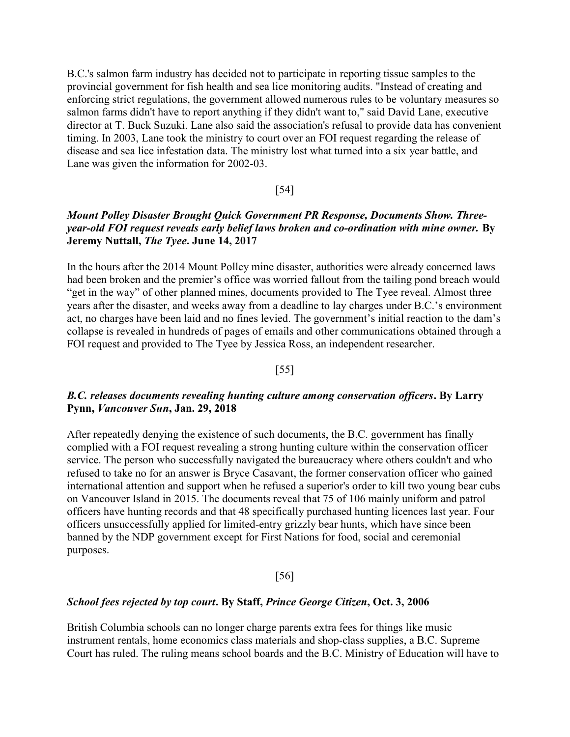B.C.'s salmon farm industry has decided not to participate in reporting tissue samples to the provincial government for fish health and sea lice monitoring audits. "Instead of creating and enforcing strict regulations, the government allowed numerous rules to be voluntary measures so salmon farms didn't have to report anything if they didn't want to," said David Lane, executive director at T. Buck Suzuki. Lane also said the association's refusal to provide data has convenient timing. In 2003, Lane took the ministry to court over an FOI request regarding the release of disease and sea lice infestation data. The ministry lost what turned into a six year battle, and Lane was given the information for 2002-03.

[54]

***Mount Polley Disaster Brought Quick Government PR Response, Documents Show. Three-year-old FOI request reveals early belief laws broken and co-ordination with mine owner.* By Jeremy Nuttall, *The Tyee*. June 14, 2017**

In the hours after the 2014 Mount Polley mine disaster, authorities were already concerned laws had been broken and the premier's office was worried fallout from the tailing pond breach would "get in the way" of other planned mines, documents provided to The Tyee reveal. Almost three years after the disaster, and weeks away from a deadline to lay charges under B.C.'s environment act, no charges have been laid and no fines levied. The government's initial reaction to the dam's collapse is revealed in hundreds of pages of emails and other communications obtained through a FOI request and provided to The Tyee by Jessica Ross, an independent researcher.

[55]

***B.C. releases documents revealing hunting culture among conservation officers*. By Larry Pynn, *Vancouver Sun*, Jan. 29, 2018**

After repeatedly denying the existence of such documents, the B.C. government has finally complied with a FOI request revealing a strong hunting culture within the conservation officer service. The person who successfully navigated the bureaucracy where others couldn't and who refused to take no for an answer is Bryce Casavant, the former conservation officer who gained international attention and support when he refused a superior's order to kill two young bear cubs on Vancouver Island in 2015. The documents reveal that 75 of 106 mainly uniform and patrol officers have hunting records and that 48 specifically purchased hunting licences last year. Four officers unsuccessfully applied for limited-entry grizzly bear hunts, which have since been banned by the NDP government except for First Nations for food, social and ceremonial purposes.

[56]

***School fees rejected by top court*. By Staff, *Prince George Citizen*, Oct. 3, 2006**

British Columbia schools can no longer charge parents extra fees for things like music instrument rentals, home economics class materials and shop-class supplies, a B.C. Supreme Court has ruled. The ruling means school boards and the B.C. Ministry of Education will have to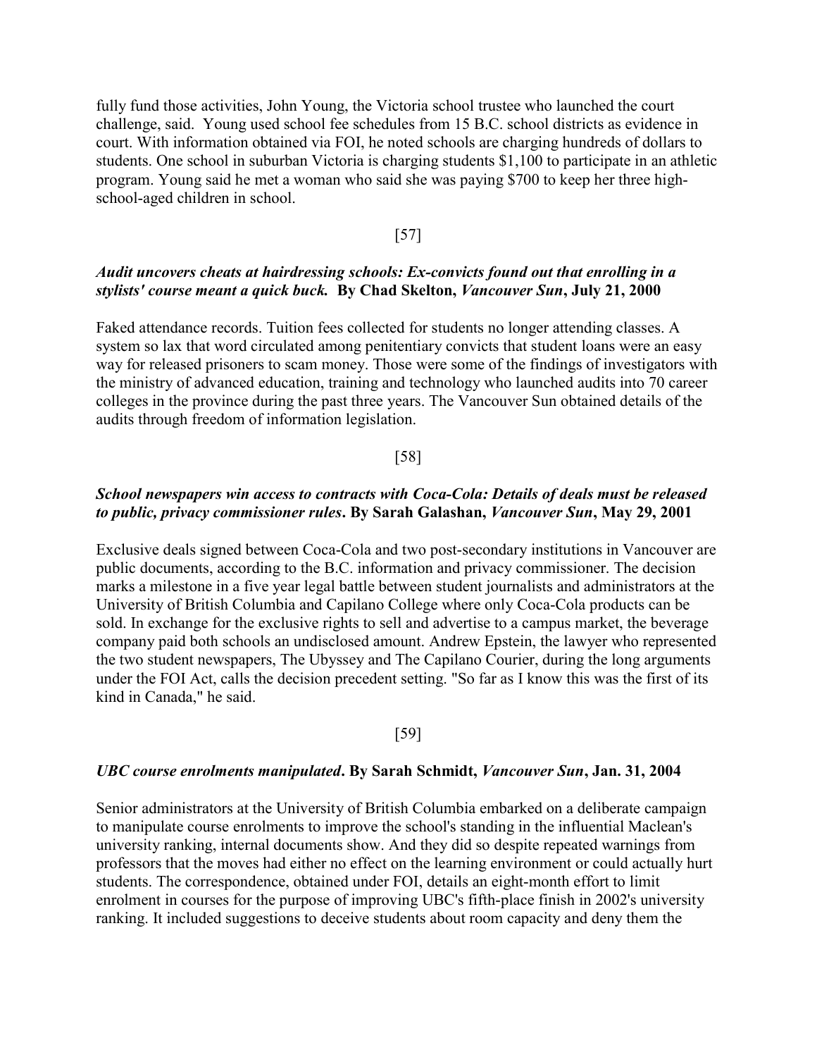fully fund those activities, John Young, the Victoria school trustee who launched the court challenge, said. Young used school fee schedules from 15 B.C. school districts as evidence in court. With information obtained via FOI, he noted schools are charging hundreds of dollars to students. One school in suburban Victoria is charging students $1,100 to participate in an athletic program. Young said he met a woman who said she was paying $700 to keep her three high-school-aged children in school.

[57]

***Audit uncovers cheats at hairdressing schools: Ex-convicts found out that enrolling in a stylists' course meant a quick buck.*** **By Chad Skelton, *Vancouver Sun*, July 21, 2000**

Faked attendance records. Tuition fees collected for students no longer attending classes. A system so lax that word circulated among penitentiary convicts that student loans were an easy way for released prisoners to scam money. Those were some of the findings of investigators with the ministry of advanced education, training and technology who launched audits into 70 career colleges in the province during the past three years. The Vancouver Sun obtained details of the audits through freedom of information legislation.

[58]

***School newspapers win access to contracts with Coca-Cola: Details of deals must be released to public, privacy commissioner rules*. By Sarah Galashan, *Vancouver Sun*, May 29, 2001**

Exclusive deals signed between Coca-Cola and two post-secondary institutions in Vancouver are public documents, according to the B.C. information and privacy commissioner. The decision marks a milestone in a five year legal battle between student journalists and administrators at the University of British Columbia and Capilano College where only Coca-Cola products can be sold. In exchange for the exclusive rights to sell and advertise to a campus market, the beverage company paid both schools an undisclosed amount. Andrew Epstein, the lawyer who represented the two student newspapers, The Ubyssey and The Capilano Courier, during the long arguments under the FOI Act, calls the decision precedent setting. "So far as I know this was the first of its kind in Canada," he said.

[59]

***UBC course enrolments manipulated*. By Sarah Schmidt, *Vancouver Sun*, Jan. 31, 2004**

Senior administrators at the University of British Columbia embarked on a deliberate campaign to manipulate course enrolments to improve the school's standing in the influential Maclean's university ranking, internal documents show. And they did so despite repeated warnings from professors that the moves had either no effect on the learning environment or could actually hurt students. The correspondence, obtained under FOI, details an eight-month effort to limit enrolment in courses for the purpose of improving UBC's fifth-place finish in 2002's university ranking. It included suggestions to deceive students about room capacity and deny them the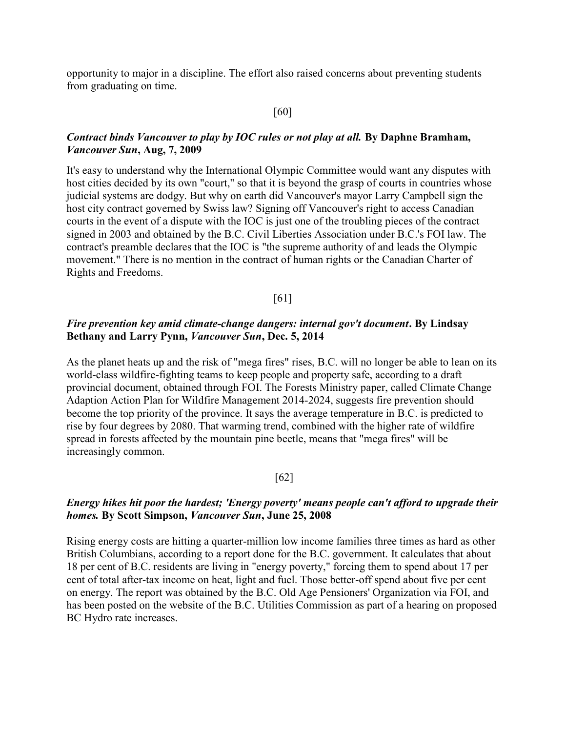opportunity to major in a discipline. The effort also raised concerns about preventing students from graduating on time.

[60]

***Contract binds Vancouver to play by IOC rules or not play at all.*** **By Daphne Bramham, *Vancouver Sun*, Aug, 7, 2009**

It's easy to understand why the International Olympic Committee would want any disputes with host cities decided by its own "court," so that it is beyond the grasp of courts in countries whose judicial systems are dodgy. But why on earth did Vancouver's mayor Larry Campbell sign the host city contract governed by Swiss law? Signing off Vancouver's right to access Canadian courts in the event of a dispute with the IOC is just one of the troubling pieces of the contract signed in 2003 and obtained by the B.C. Civil Liberties Association under B.C.'s FOI law. The contract's preamble declares that the IOC is "the supreme authority of and leads the Olympic movement." There is no mention in the contract of human rights or the Canadian Charter of Rights and Freedoms.

[61]

***Fire prevention key amid climate-change dangers: internal gov't document*. By Lindsay Bethany and Larry Pynn, *Vancouver Sun*, Dec. 5, 2014**

As the planet heats up and the risk of "mega fires" rises, B.C. will no longer be able to lean on its world-class wildfire-fighting teams to keep people and property safe, according to a draft provincial document, obtained through FOI. The Forests Ministry paper, called Climate Change Adaption Action Plan for Wildfire Management 2014-2024, suggests fire prevention should become the top priority of the province. It says the average temperature in B.C. is predicted to rise by four degrees by 2080. That warming trend, combined with the higher rate of wildfire spread in forests affected by the mountain pine beetle, means that "mega fires" will be increasingly common.

[62]

***Energy hikes hit poor the hardest; 'Energy poverty' means people can't afford to upgrade their homes.*** **By Scott Simpson, *Vancouver Sun*, June 25, 2008**

Rising energy costs are hitting a quarter-million low income families three times as hard as other British Columbians, according to a report done for the B.C. government. It calculates that about 18 per cent of B.C. residents are living in "energy poverty," forcing them to spend about 17 per cent of total after-tax income on heat, light and fuel. Those better-off spend about five per cent on energy. The report was obtained by the B.C. Old Age Pensioners' Organization via FOI, and has been posted on the website of the B.C. Utilities Commission as part of a hearing on proposed BC Hydro rate increases.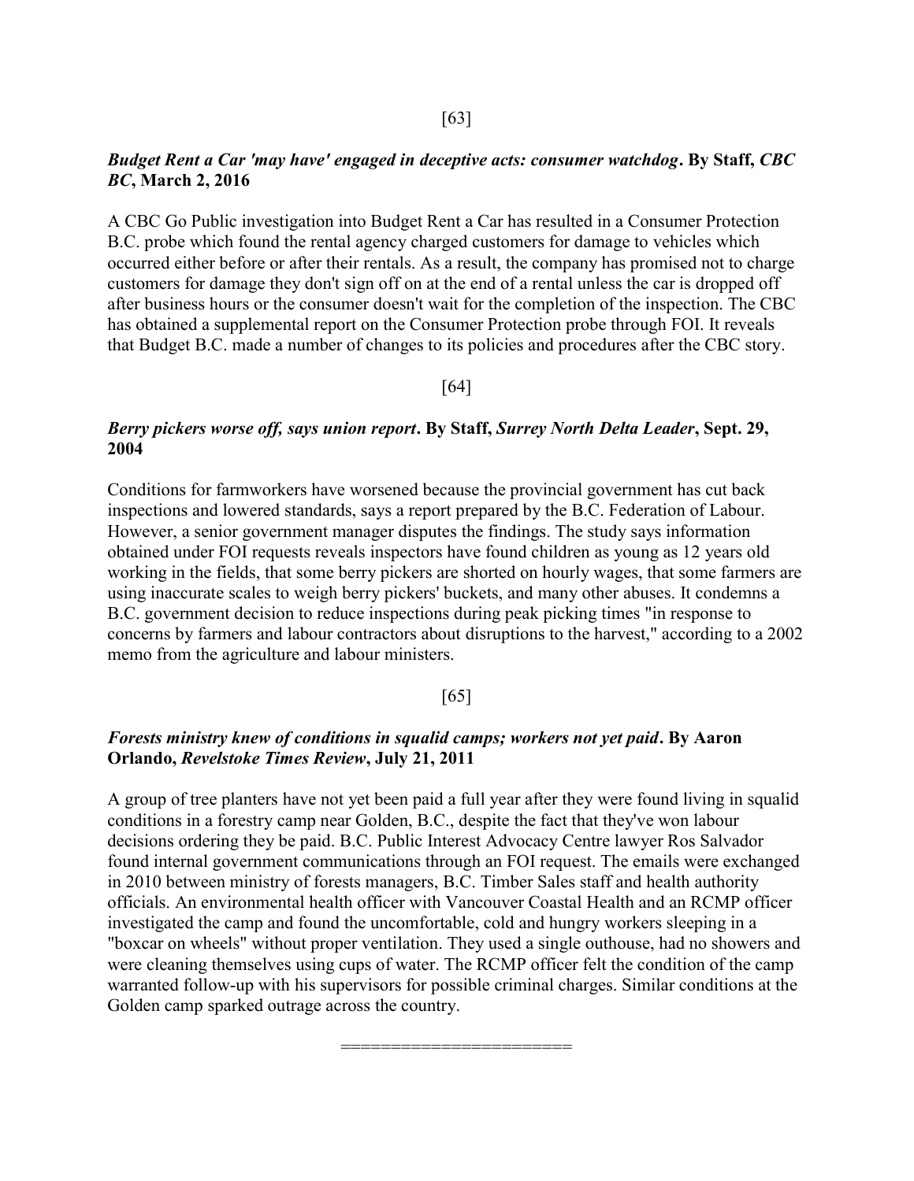[63]

***Budget Rent a Car 'may have' engaged in deceptive acts: consumer watchdog*. By Staff, *CBC BC*, March 2, 2016**

A CBC Go Public investigation into Budget Rent a Car has resulted in a Consumer Protection B.C. probe which found the rental agency charged customers for damage to vehicles which occurred either before or after their rentals. As a result, the company has promised not to charge customers for damage they don't sign off on at the end of a rental unless the car is dropped off after business hours or the consumer doesn't wait for the completion of the inspection. The CBC has obtained a supplemental report on the Consumer Protection probe through FOI. It reveals that Budget B.C. made a number of changes to its policies and procedures after the CBC story.

[64]

***Berry pickers worse off, says union report*. By Staff, *Surrey North Delta Leader*, Sept. 29, 2004**

Conditions for farmworkers have worsened because the provincial government has cut back inspections and lowered standards, says a report prepared by the B.C. Federation of Labour. However, a senior government manager disputes the findings. The study says information obtained under FOI requests reveals inspectors have found children as young as 12 years old working in the fields, that some berry pickers are shorted on hourly wages, that some farmers are using inaccurate scales to weigh berry pickers' buckets, and many other abuses. It condemns a B.C. government decision to reduce inspections during peak picking times "in response to concerns by farmers and labour contractors about disruptions to the harvest," according to a 2002 memo from the agriculture and labour ministers.

[65]

***Forests ministry knew of conditions in squalid camps; workers not yet paid*. By Aaron Orlando, *Revelstoke Times Review*, July 21, 2011**

A group of tree planters have not yet been paid a full year after they were found living in squalid conditions in a forestry camp near Golden, B.C., despite the fact that they've won labour decisions ordering they be paid. B.C. Public Interest Advocacy Centre lawyer Ros Salvador found internal government communications through an FOI request. The emails were exchanged in 2010 between ministry of forests managers, B.C. Timber Sales staff and health authority officials. An environmental health officer with Vancouver Coastal Health and an RCMP officer investigated the camp and found the uncomfortable, cold and hungry workers sleeping in a "boxcar on wheels" without proper ventilation. They used a single outhouse, had no showers and were cleaning themselves using cups of water. The RCMP officer felt the condition of the camp warranted follow-up with his supervisors for possible criminal charges. Similar conditions at the Golden camp sparked outrage across the country.

======================